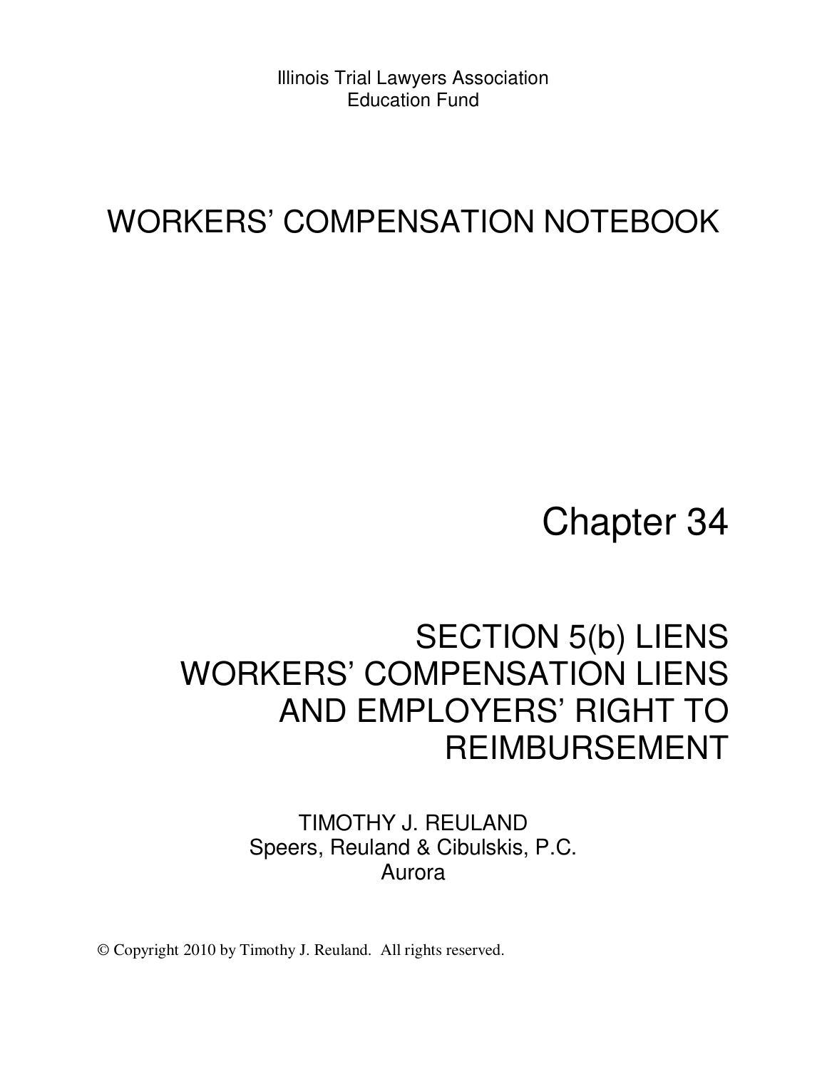Illinois Trial Lawyers Association
Education Fund

# WORKERS' COMPENSATION NOTEBOOK

## Chapter 34

## SECTION 5(b) LIENS WORKERS' COMPENSATION LIENS AND EMPLOYERS' RIGHT TO REIMBURSEMENT

TIMOTHY J. REULAND
Speers, Reuland & Cibulskis, P.C.
Aurora

© Copyright 2010 by Timothy J. Reuland. All rights reserved.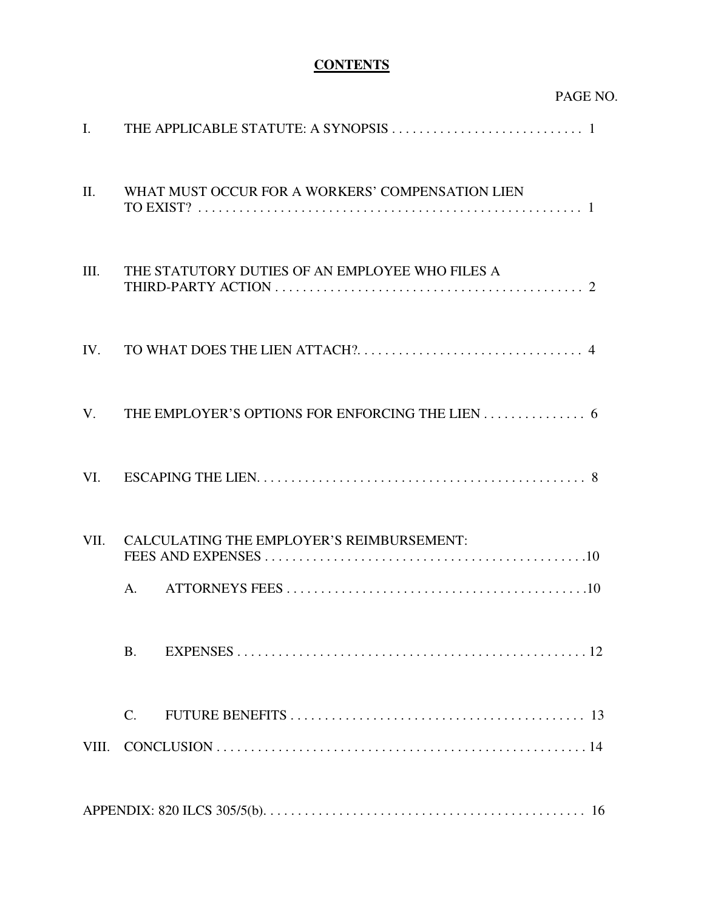# **CONTENTS**

PAGE NO.

| | | |
|---|---|---|
| I. | THE APPLICABLE STATUTE: A SYNOPSIS | 1 |
| II. | WHAT MUST OCCUR FOR A WORKERS' COMPENSATION LIEN TO EXIST? | 1 |
| III. | THE STATUTORY DUTIES OF AN EMPLOYEE WHO FILES A THIRD-PARTY ACTION | 2 |
| IV. | TO WHAT DOES THE LIEN ATTACH? | 4 |
| V. | THE EMPLOYER'S OPTIONS FOR ENFORCING THE LIEN | 6 |
| VI. | ESCAPING THE LIEN | 8 |
| VII. | CALCULATING THE EMPLOYER'S REIMBURSEMENT: FEES AND EXPENSES | 10 |
| | A. ATTORNEYS FEES | 10 |
| | B. EXPENSES | 12 |
| | C. FUTURE BENEFITS | 13 |
| VIII. | CONCLUSION | 14 |
| | APPENDIX: 820 ILCS 305/5(b) | 16 |